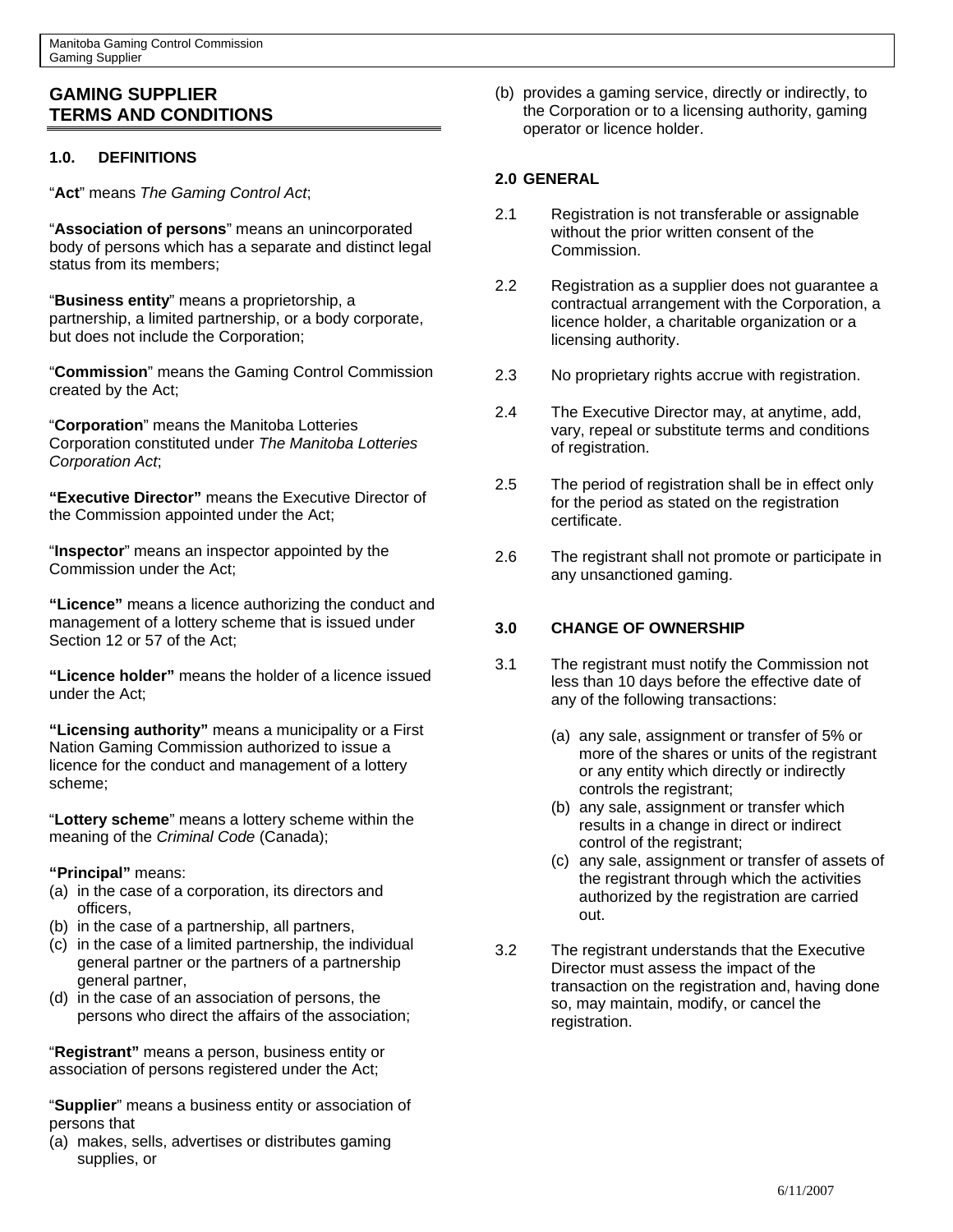# GAMING SUPPLIER TERMS AND CONDITIONS

## 1.0. DEFINITIONS

"**Act**" means *The Gaming Control Act*;

"**Association of persons**" means an unincorporated body of persons which has a separate and distinct legal status from its members;

"**Business entity**" means a proprietorship, a partnership, a limited partnership, or a body corporate, but does not include the Corporation;

"**Commission**" means the Gaming Control Commission created by the Act;

"**Corporation**" means the Manitoba Lotteries Corporation constituted under *The Manitoba Lotteries Corporation Act*;

**"Executive Director"** means the Executive Director of the Commission appointed under the Act;

"**Inspector**" means an inspector appointed by the Commission under the Act;

**"Licence"** means a licence authorizing the conduct and management of a lottery scheme that is issued under Section 12 or 57 of the Act;

**"Licence holder"** means the holder of a licence issued under the Act;

**"Licensing authority"** means a municipality or a First Nation Gaming Commission authorized to issue a licence for the conduct and management of a lottery scheme;

"**Lottery scheme**" means a lottery scheme within the meaning of the *Criminal Code* (Canada);

**"Principal"** means:

(a) in the case of a corporation, its directors and officers,
(b) in the case of a partnership, all partners,
(c) in the case of a limited partnership, the individual general partner or the partners of a partnership general partner,
(d) in the case of an association of persons, the persons who direct the affairs of the association;

"**Registrant"** means a person, business entity or association of persons registered under the Act;

"**Supplier**" means a business entity or association of persons that

(a) makes, sells, advertises or distributes gaming supplies, or
(b) provides a gaming service, directly or indirectly, to the Corporation or to a licensing authority, gaming operator or licence holder.

## 2.0 GENERAL

2.1 Registration is not transferable or assignable without the prior written consent of the Commission.

2.2 Registration as a supplier does not guarantee a contractual arrangement with the Corporation, a licence holder, a charitable organization or a licensing authority.

2.3 No proprietary rights accrue with registration.

2.4 The Executive Director may, at anytime, add, vary, repeal or substitute terms and conditions of registration.

2.5 The period of registration shall be in effect only for the period as stated on the registration certificate.

2.6 The registrant shall not promote or participate in any unsanctioned gaming.

## 3.0 CHANGE OF OWNERSHIP

3.1 The registrant must notify the Commission not less than 10 days before the effective date of any of the following transactions:

(a) any sale, assignment or transfer of 5% or more of the shares or units of the registrant or any entity which directly or indirectly controls the registrant;
(b) any sale, assignment or transfer which results in a change in direct or indirect control of the registrant;
(c) any sale, assignment or transfer of assets of the registrant through which the activities authorized by the registration are carried out.

3.2 The registrant understands that the Executive Director must assess the impact of the transaction on the registration and, having done so, may maintain, modify, or cancel the registration.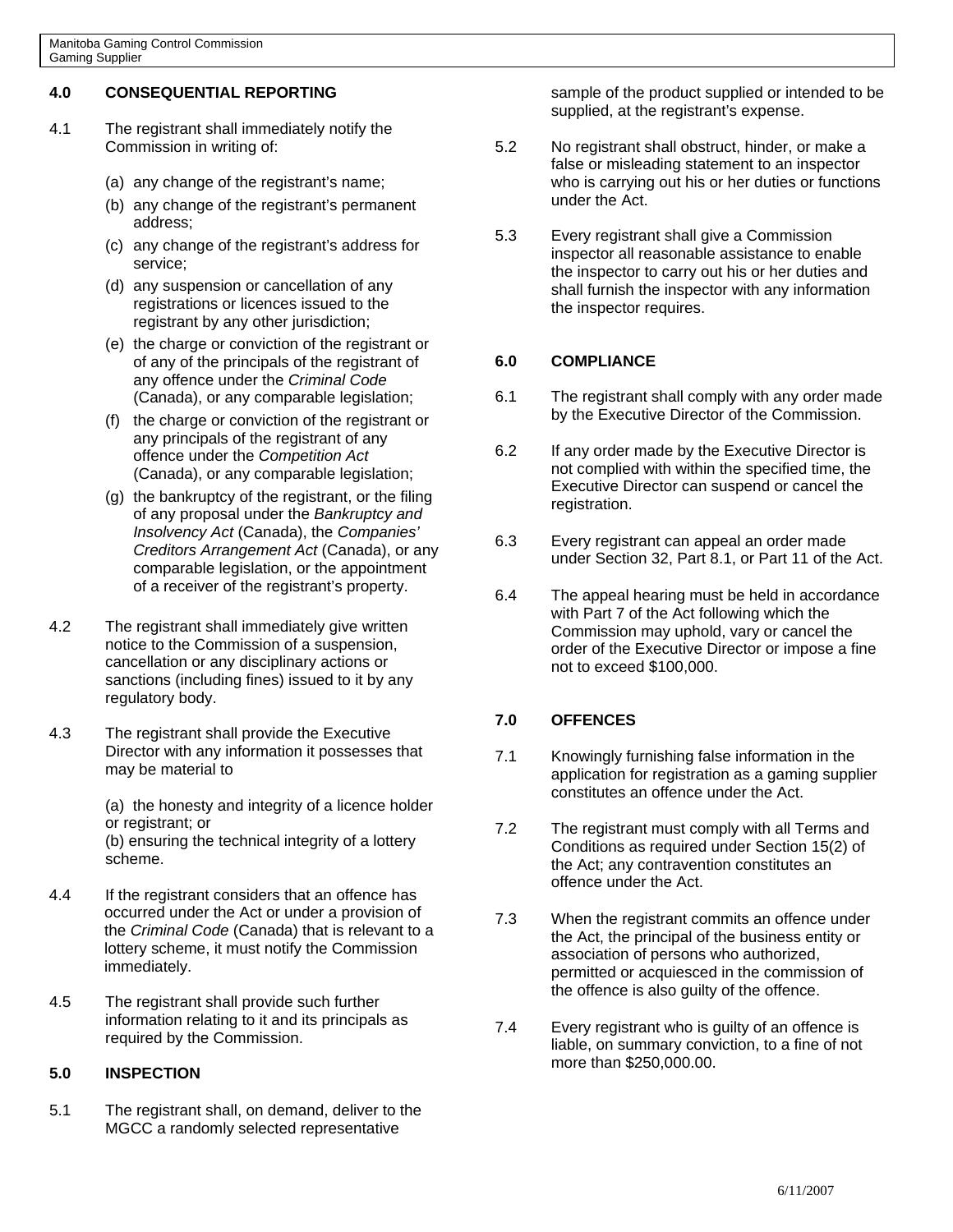## 4.0 CONSEQUENTIAL REPORTING

4.1 The registrant shall immediately notify the Commission in writing of:

(a) any change of the registrant's name;

(b) any change of the registrant's permanent address;

(c) any change of the registrant's address for service;

(d) any suspension or cancellation of any registrations or licences issued to the registrant by any other jurisdiction;

(e) the charge or conviction of the registrant or of any of the principals of the registrant of any offence under the *Criminal Code* (Canada), or any comparable legislation;

(f) the charge or conviction of the registrant or any principals of the registrant of any offence under the *Competition Act* (Canada), or any comparable legislation;

(g) the bankruptcy of the registrant, or the filing of any proposal under the *Bankruptcy and Insolvency Act* (Canada), the *Companies' Creditors Arrangement Act* (Canada), or any comparable legislation, or the appointment of a receiver of the registrant's property.

4.2 The registrant shall immediately give written notice to the Commission of a suspension, cancellation or any disciplinary actions or sanctions (including fines) issued to it by any regulatory body.

4.3 The registrant shall provide the Executive Director with any information it possesses that may be material to

(a) the honesty and integrity of a licence holder or registrant; or
(b) ensuring the technical integrity of a lottery scheme.

4.4 If the registrant considers that an offence has occurred under the Act or under a provision of the *Criminal Code* (Canada) that is relevant to a lottery scheme, it must notify the Commission immediately.

4.5 The registrant shall provide such further information relating to it and its principals as required by the Commission.

## 5.0 INSPECTION

5.1 The registrant shall, on demand, deliver to the MGCC a randomly selected representative sample of the product supplied or intended to be supplied, at the registrant's expense.

5.2 No registrant shall obstruct, hinder, or make a false or misleading statement to an inspector who is carrying out his or her duties or functions under the Act.

5.3 Every registrant shall give a Commission inspector all reasonable assistance to enable the inspector to carry out his or her duties and shall furnish the inspector with any information the inspector requires.

## 6.0 COMPLIANCE

6.1 The registrant shall comply with any order made by the Executive Director of the Commission.

6.2 If any order made by the Executive Director is not complied with within the specified time, the Executive Director can suspend or cancel the registration.

6.3 Every registrant can appeal an order made under Section 32, Part 8.1, or Part 11 of the Act.

6.4 The appeal hearing must be held in accordance with Part 7 of the Act following which the Commission may uphold, vary or cancel the order of the Executive Director or impose a fine not to exceed $100,000.

## 7.0 OFFENCES

7.1 Knowingly furnishing false information in the application for registration as a gaming supplier constitutes an offence under the Act.

7.2 The registrant must comply with all Terms and Conditions as required under Section 15(2) of the Act; any contravention constitutes an offence under the Act.

7.3 When the registrant commits an offence under the Act, the principal of the business entity or association of persons who authorized, permitted or acquiesced in the commission of the offence is also guilty of the offence.

7.4 Every registrant who is guilty of an offence is liable, on summary conviction, to a fine of not more than $250,000.00.